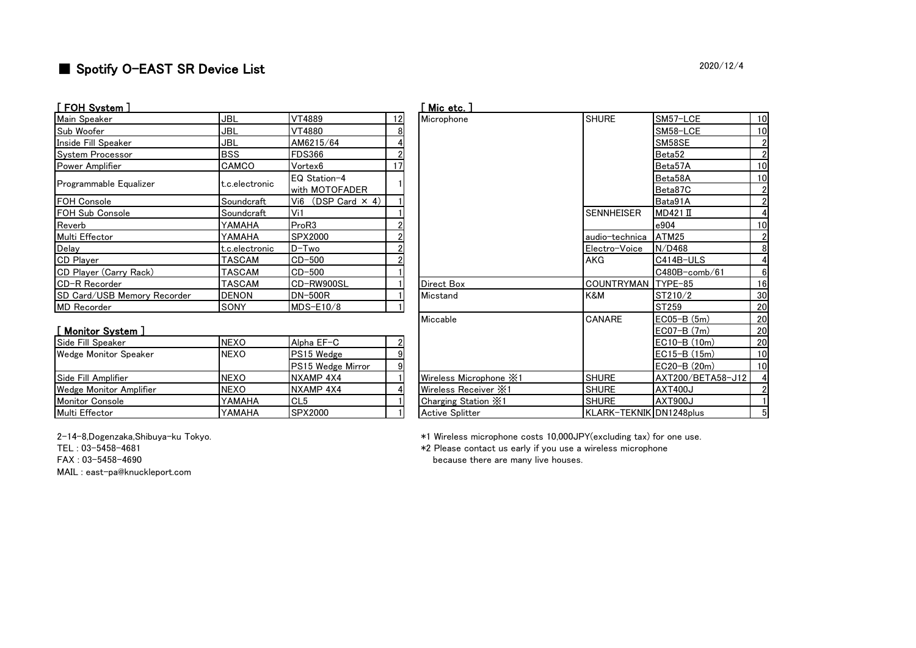# ■ Spotify O-EAST SR Device List

2020/12/4

## [ FOH System ]

| Main Speaker | JBL | VT4889 | 12 |
|---|---|---|---|
| Sub Woofer | JBL | VT4880 | 8 |
| Inside Fill Speaker | JBL | AM6215/64 | 4 |
| System Processor | BSS | FDS366 | 2 |
| Power Amplifier | CAMCO | Vortex6 | 17 |
| Programmable Equalizer | t.c.electronic | EQ Station-4 with MOTOFADER | 1 |
| FOH Console | Soundcraft | Vi6 (DSP Card × 4) | 1 |
| FOH Sub Console | Soundcraft | Vi1 | 1 |
| Reverb | YAMAHA | ProR3 | 2 |
| Multi Effector | YAMAHA | SPX2000 | 2 |
| Delay | t.c.electronic | D-Two | 2 |
| CD Player | TASCAM | CD-500 | 2 |
| CD Player (Carry Rack) | TASCAM | CD-500 | 1 |
| CD-R Recorder | TASCAM | CD-RW900SL | 1 |
| SD Card/USB Memory Recorder | DENON | DN-500R | 1 |
| MD Recorder | SONY | MDS-E10/8 | 1 |

## [ Monitor System ]

| Side Fill Speaker | NEXO | Alpha EF-C | 2 |
|---|---|---|---|
| Wedge Monitor Speaker | NEXO | PS15 Wedge | 9 |
| | | PS15 Wedge Mirror | 9 |
| Side Fill Amplifier | NEXO | NXAMP 4X4 | 1 |
| Wedge Monitor Amplifier | NEXO | NXAMP 4X4 | 4 |
| Monitor Console | YAMAHA | CL5 | 1 |
| Multi Effector | YAMAHA | SPX2000 | 1 |

## [ Mic etc. ]

| Microphone | SHURE | SM57-LCE | 10 |
|---|---|---|---|
| | | SM58-LCE | 10 |
| | | SM58SE | 2 |
| | | Beta52 | 2 |
| | | Beta57A | 10 |
| | | Beta58A | 10 |
| | | Beta87C | 2 |
| | | Bata91A | 2 |
| | SENNHEISER | MD421 Ⅱ | 4 |
| | | e904 | 10 |
| | audio-technica | ATM25 | 2 |
| | Electro-Voice | N/D468 | 8 |
| | AKG | C414B-ULS | 4 |
| | | C480B-comb/61 | 6 |
| Direct Box | COUNTRYMAN | TYPE-85 | 16 |
| Micstand | K&M | ST210/2 | 30 |
| | | ST259 | 20 |
| Miccable | CANARE | EC05-B (5m) | 20 |
| | | EC07-B (7m) | 20 |
| | | EC10-B (10m) | 20 |
| | | EC15-B (15m) | 10 |
| | | EC20-B (20m) | 10 |
| Wireless Microphone ※1 | SHURE | AXT200/BETA58-J12 | 4 |
| Wireless Receiver ※1 | SHURE | AXT400J | 2 |
| Charging Station ※1 | SHURE | AXT900J | 1 |
| Active Splitter | KLARK-TEKNIK | DN1248plus | 5 |

2-14-8,Dogenzaka,Shibuya-ku Tokyo.
TEL : 03-5458-4681
FAX : 03-5458-4690
MAIL : east-pa@knuckleport.com

*1 Wireless microphone costs 10,000JPY(excluding tax) for one use.
*2 Please contact us early if you use a wireless microphone because there are many live houses.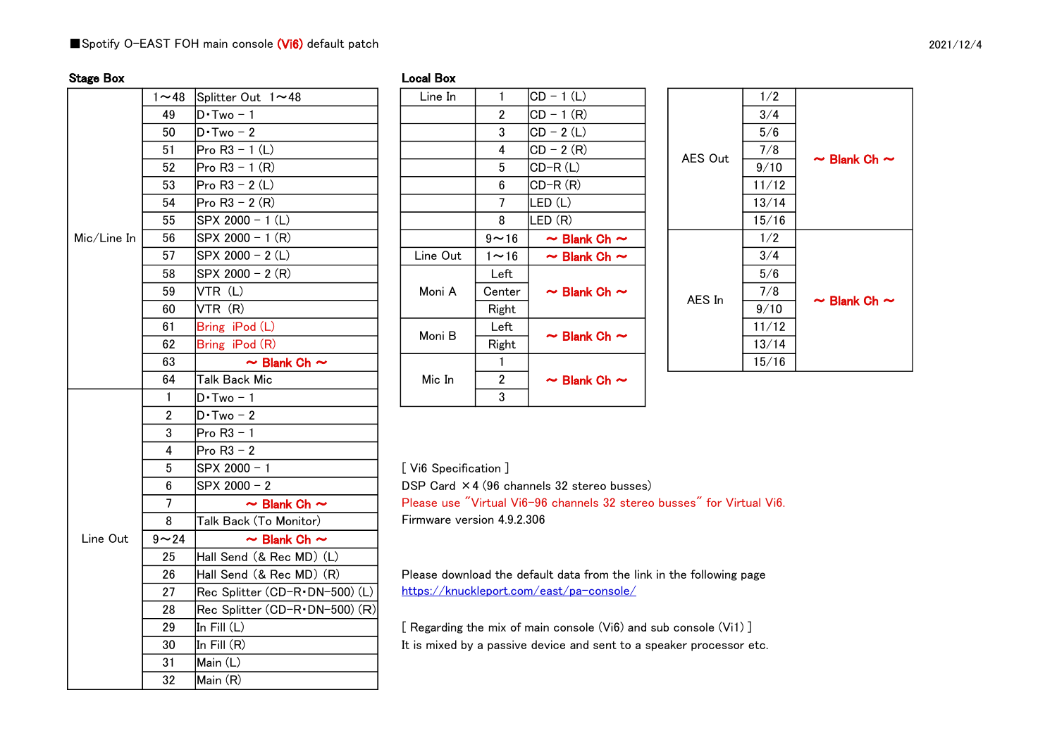■Spotify O-EAST FOH main console (Vi6) default patch

2021/12/4

**Stage Box**

| | | |
|---|---|---|
| Mic/Line In | 1～48 | Splitter Out 1～48 |
| | 49 | D･Two - 1 |
| | 50 | D･Two - 2 |
| | 51 | Pro R3 - 1 (L) |
| | 52 | Pro R3 - 1 (R) |
| | 53 | Pro R3 - 2 (L) |
| | 54 | Pro R3 - 2 (R) |
| | 55 | SPX 2000 - 1 (L) |
| | 56 | SPX 2000 - 1 (R) |
| | 57 | SPX 2000 - 2 (L) |
| | 58 | SPX 2000 - 2 (R) |
| | 59 | VTR (L) |
| | 60 | VTR (R) |
| | 61 | Bring iPod (L) |
| | 62 | Bring iPod (R) |
| | 63 | ～ Blank Ch ～ |
| | 64 | Talk Back Mic |
| Line Out | 1 | D･Two - 1 |
| | 2 | D･Two - 2 |
| | 3 | Pro R3 - 1 |
| | 4 | Pro R3 - 2 |
| | 5 | SPX 2000 - 1 |
| | 6 | SPX 2000 - 2 |
| | 7 | ～ Blank Ch ～ |
| | 8 | Talk Back (To Monitor) |
| | 9～24 | ～ Blank Ch ～ |
| | 25 | Hall Send (& Rec MD) (L) |
| | 26 | Hall Send (& Rec MD) (R) |
| | 27 | Rec Splitter (CD-R･DN-500) (L) |
| | 28 | Rec Splitter (CD-R･DN-500) (R) |
| | 29 | In Fill (L) |
| | 30 | In Fill (R) |
| | 31 | Main (L) |
| | 32 | Main (R) |

**Local Box**

| | | |
|---|---|---|
| Line In | 1 | CD - 1 (L) |
| | 2 | CD - 1 (R) |
| | 3 | CD - 2 (L) |
| | 4 | CD - 2 (R) |
| | 5 | CD-R (L) |
| | 6 | CD-R (R) |
| | 7 | LED (L) |
| | 8 | LED (R) |
| | 9～16 | ～ Blank Ch ～ |
| Line Out | 1～16 | ～ Blank Ch ～ |
| Moni A | Left | ～ Blank Ch ～ |
| | Center | |
| | Right | |
| Moni B | Left | ～ Blank Ch ～ |
| | Right | |
| Mic In | 1 | ～ Blank Ch ～ |
| | 2 | |
| | 3 | |

| | | |
|---|---|---|
| AES Out | 1/2 | ～ Blank Ch ～ |
| | 3/4 | |
| | 5/6 | |
| | 7/8 | |
| | 9/10 | |
| | 11/12 | |
| | 13/14 | |
| | 15/16 | |
| AES In | 1/2 | ～ Blank Ch ～ |
| | 3/4 | |
| | 5/6 | |
| | 7/8 | |
| | 9/10 | |
| | 11/12 | |
| | 13/14 | |
| | 15/16 | |

[ Vi6 Specification ]
DSP Card ×4 (96 channels 32 stereo busses)
Please use "Virtual Vi6-96 channels 32 stereo busses" for Virtual Vi6.
Firmware version 4.9.2.306

Please download the default data from the link in the following page
https://knuckleport.com/east/pa-console/

[ Regarding the mix of main console (Vi6) and sub console (Vi1) ]
It is mixed by a passive device and sent to a speaker processor etc.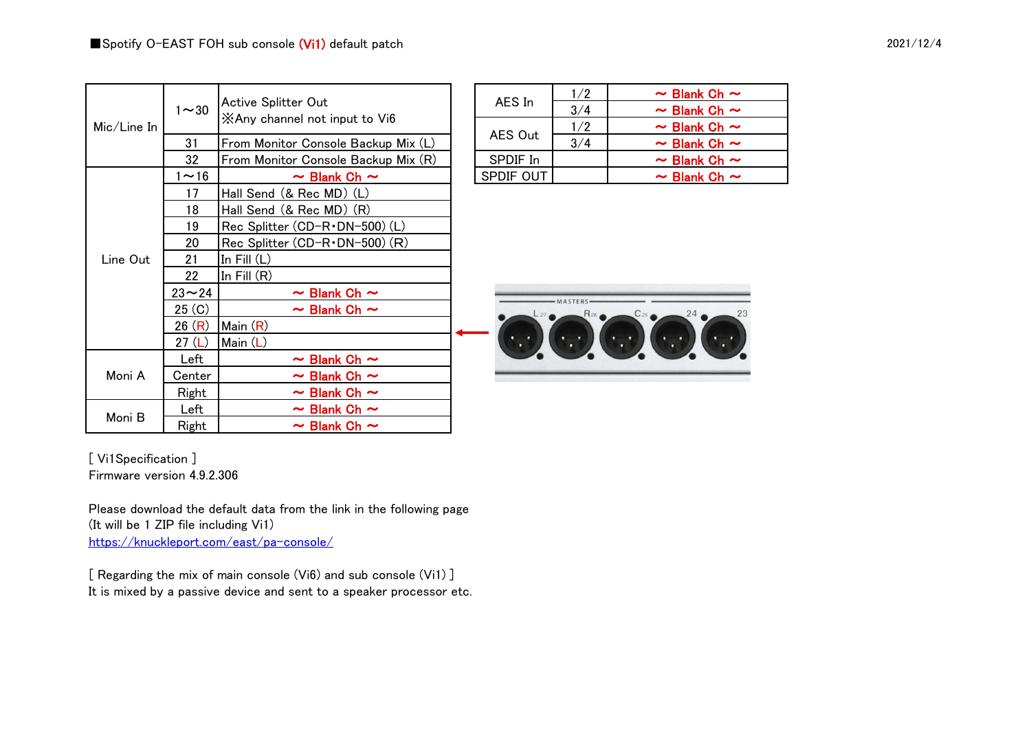■Spotify O-EAST FOH sub console **(Vi1)** default patch

2021/12/4

| | | |
|---|---|---|
| Mic/Line In | 1〜30 | Active Splitter Out<br>※Any channel not input to Vi6 |
| | 31 | From Monitor Console Backup Mix (L) |
| | 32 | From Monitor Console Backup Mix (R) |
| Line Out | 1〜16 | 〜 Blank Ch 〜 |
| | 17 | Hall Send (& Rec MD) (L) |
| | 18 | Hall Send (& Rec MD) (R) |
| | 19 | Rec Splitter (CD-R･DN-500) (L) |
| | 20 | Rec Splitter (CD-R･DN-500) (R) |
| | 21 | In Fill (L) |
| | 22 | In Fill (R) |
| | 23〜24 | 〜 Blank Ch 〜 |
| | 25 (C) | 〜 Blank Ch 〜 |
| | 26 (R) | Main (R) |
| | 27 (L) | Main (L) |
| Moni A | Left | 〜 Blank Ch 〜 |
| | Center | 〜 Blank Ch 〜 |
| | Right | 〜 Blank Ch 〜 |
| Moni B | Left | 〜 Blank Ch 〜 |
| | Right | 〜 Blank Ch 〜 |

| | | |
|---|---|---|
| AES In | 1/2 | 〜 Blank Ch 〜 |
| | 3/4 | 〜 Blank Ch 〜 |
| AES Out | 1/2 | 〜 Blank Ch 〜 |
| | 3/4 | 〜 Blank Ch 〜 |
| SPDIF In | | 〜 Blank Ch 〜 |
| SPDIF OUT | | 〜 Blank Ch 〜 |

[ Vi1Specification ]
Firmware version 4.9.2.306

Please download the default data from the link in the following page
(It will be 1 ZIP file including Vi1)
https://knuckleport.com/east/pa-console/

[ Regarding the mix of main console (Vi6) and sub console (Vi1) ]
It is mixed by a passive device and sent to a speaker processor etc.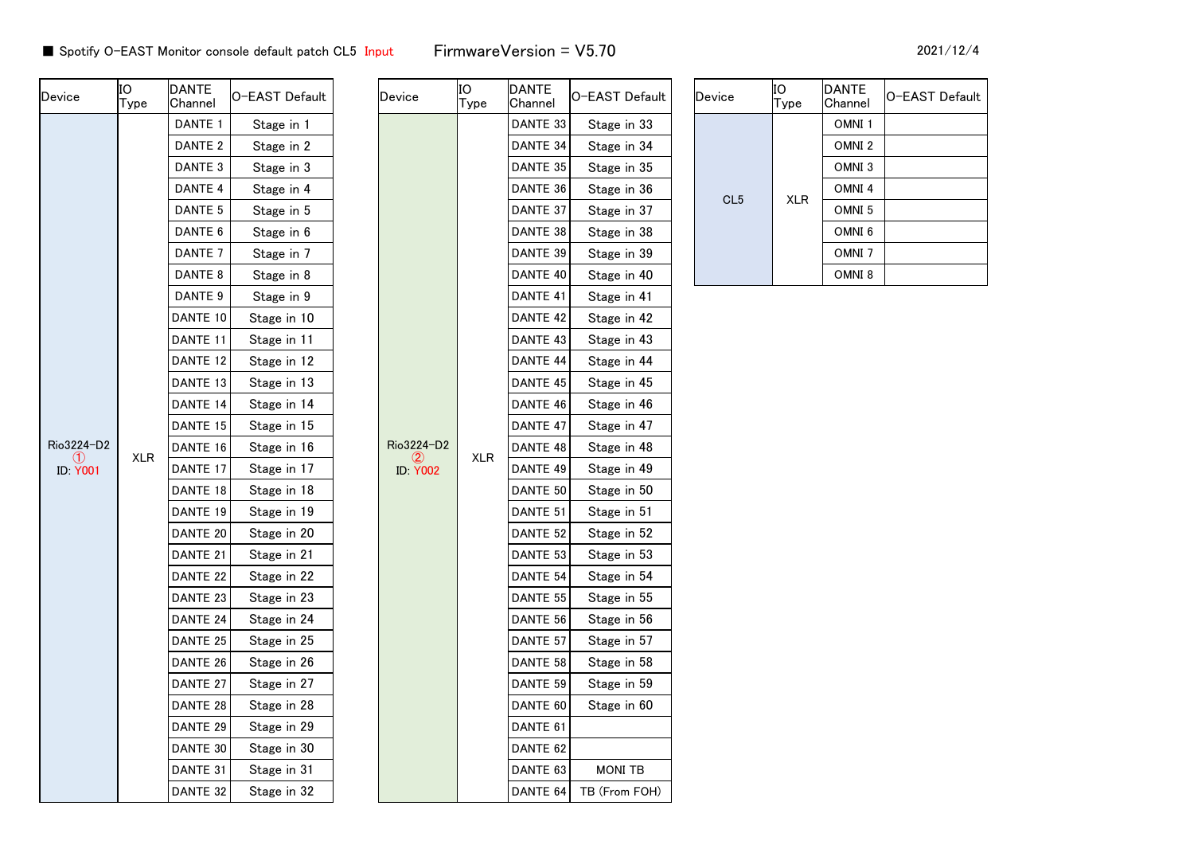■ Spotify O-EAST Monitor console default patch CL5 Input FirmwareVersion = V5.70 2021/12/4

| Device | IO Type | DANTE Channel | O-EAST Default |
|---|---|---|---|
| Rio3224-D2 ① ID: Y001 | XLR | DANTE 1 | Stage in 1 |
| | | DANTE 2 | Stage in 2 |
| | | DANTE 3 | Stage in 3 |
| | | DANTE 4 | Stage in 4 |
| | | DANTE 5 | Stage in 5 |
| | | DANTE 6 | Stage in 6 |
| | | DANTE 7 | Stage in 7 |
| | | DANTE 8 | Stage in 8 |
| | | DANTE 9 | Stage in 9 |
| | | DANTE 10 | Stage in 10 |
| | | DANTE 11 | Stage in 11 |
| | | DANTE 12 | Stage in 12 |
| | | DANTE 13 | Stage in 13 |
| | | DANTE 14 | Stage in 14 |
| | | DANTE 15 | Stage in 15 |
| | | DANTE 16 | Stage in 16 |
| | | DANTE 17 | Stage in 17 |
| | | DANTE 18 | Stage in 18 |
| | | DANTE 19 | Stage in 19 |
| | | DANTE 20 | Stage in 20 |
| | | DANTE 21 | Stage in 21 |
| | | DANTE 22 | Stage in 22 |
| | | DANTE 23 | Stage in 23 |
| | | DANTE 24 | Stage in 24 |
| | | DANTE 25 | Stage in 25 |
| | | DANTE 26 | Stage in 26 |
| | | DANTE 27 | Stage in 27 |
| | | DANTE 28 | Stage in 28 |
| | | DANTE 29 | Stage in 29 |
| | | DANTE 30 | Stage in 30 |
| | | DANTE 31 | Stage in 31 |
| | | DANTE 32 | Stage in 32 |

| Device | IO Type | DANTE Channel | O-EAST Default |
|---|---|---|---|
| Rio3224-D2 ② ID: Y002 | XLR | DANTE 33 | Stage in 33 |
| | | DANTE 34 | Stage in 34 |
| | | DANTE 35 | Stage in 35 |
| | | DANTE 36 | Stage in 36 |
| | | DANTE 37 | Stage in 37 |
| | | DANTE 38 | Stage in 38 |
| | | DANTE 39 | Stage in 39 |
| | | DANTE 40 | Stage in 40 |
| | | DANTE 41 | Stage in 41 |
| | | DANTE 42 | Stage in 42 |
| | | DANTE 43 | Stage in 43 |
| | | DANTE 44 | Stage in 44 |
| | | DANTE 45 | Stage in 45 |
| | | DANTE 46 | Stage in 46 |
| | | DANTE 47 | Stage in 47 |
| | | DANTE 48 | Stage in 48 |
| | | DANTE 49 | Stage in 49 |
| | | DANTE 50 | Stage in 50 |
| | | DANTE 51 | Stage in 51 |
| | | DANTE 52 | Stage in 52 |
| | | DANTE 53 | Stage in 53 |
| | | DANTE 54 | Stage in 54 |
| | | DANTE 55 | Stage in 55 |
| | | DANTE 56 | Stage in 56 |
| | | DANTE 57 | Stage in 57 |
| | | DANTE 58 | Stage in 58 |
| | | DANTE 59 | Stage in 59 |
| | | DANTE 60 | Stage in 60 |
| | | DANTE 61 | |
| | | DANTE 62 | |
| | | DANTE 63 | MONI TB |
| | | DANTE 64 | TB (From FOH) |

| Device | IO Type | DANTE Channel | O-EAST Default |
|---|---|---|---|
| CL5 | XLR | OMNI 1 | |
| | | OMNI 2 | |
| | | OMNI 3 | |
| | | OMNI 4 | |
| | | OMNI 5 | |
| | | OMNI 6 | |
| | | OMNI 7 | |
| | | OMNI 8 | |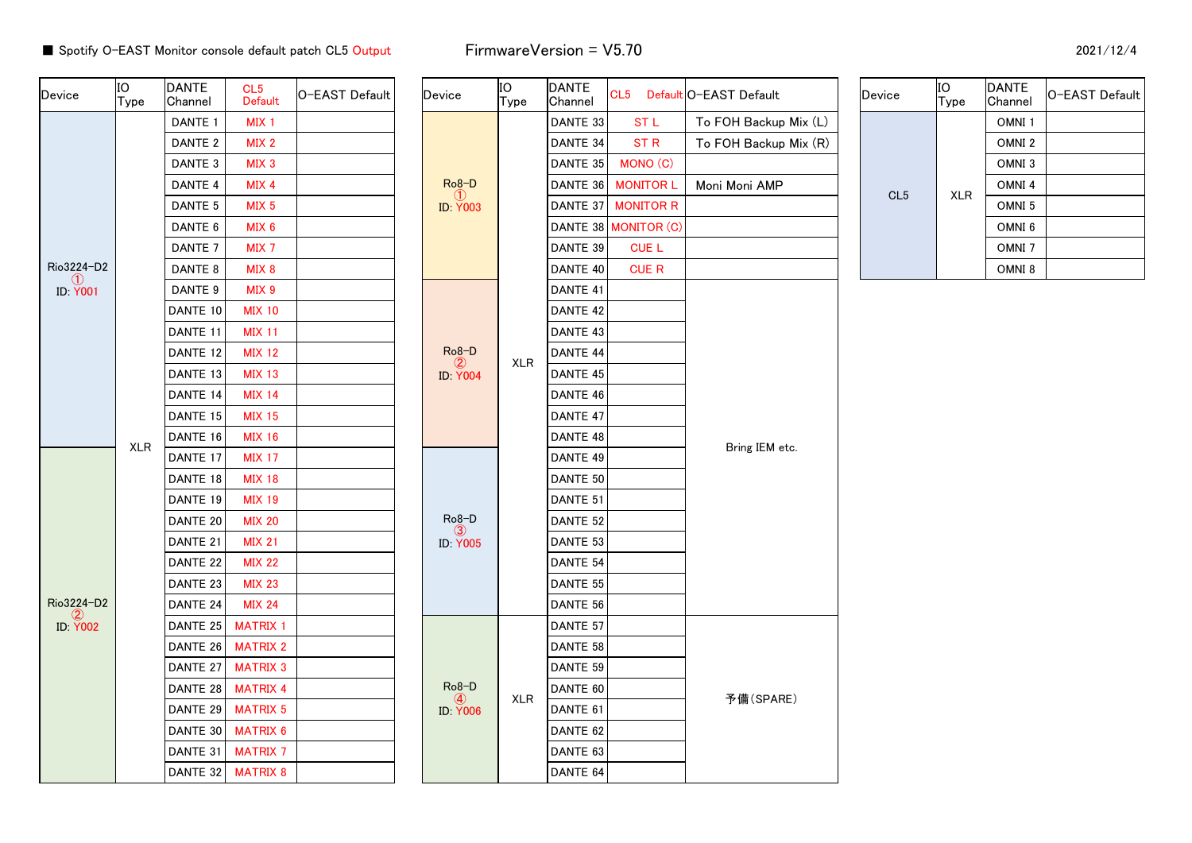■ Spotify O-EAST Monitor console default patch CL5 Output

FirmwareVersion = V5.70

2021/12/4

| Device | IO Type | DANTE Channel | CL5 Default | O-EAST Default |
|---|---|---|---|---|
| Rio3224-D2 ① ID: Y001 | XLR | DANTE 1 | MIX 1 | |
| | | DANTE 2 | MIX 2 | |
| | | DANTE 3 | MIX 3 | |
| | | DANTE 4 | MIX 4 | |
| | | DANTE 5 | MIX 5 | |
| | | DANTE 6 | MIX 6 | |
| | | DANTE 7 | MIX 7 | |
| | | DANTE 8 | MIX 8 | |
| | | DANTE 9 | MIX 9 | |
| | | DANTE 10 | MIX 10 | |
| | | DANTE 11 | MIX 11 | |
| | | DANTE 12 | MIX 12 | |
| | | DANTE 13 | MIX 13 | |
| | | DANTE 14 | MIX 14 | |
| | | DANTE 15 | MIX 15 | |
| | | DANTE 16 | MIX 16 | |
| Rio3224-D2 ② ID: Y002 | | DANTE 17 | MIX 17 | |
| | | DANTE 18 | MIX 18 | |
| | | DANTE 19 | MIX 19 | |
| | | DANTE 20 | MIX 20 | |
| | | DANTE 21 | MIX 21 | |
| | | DANTE 22 | MIX 22 | |
| | | DANTE 23 | MIX 23 | |
| | | DANTE 24 | MIX 24 | |
| | | DANTE 25 | MATRIX 1 | |
| | | DANTE 26 | MATRIX 2 | |
| | | DANTE 27 | MATRIX 3 | |
| | | DANTE 28 | MATRIX 4 | |
| | | DANTE 29 | MATRIX 5 | |
| | | DANTE 30 | MATRIX 6 | |
| | | DANTE 31 | MATRIX 7 | |
| | | DANTE 32 | MATRIX 8 | |

| Device | IO Type | DANTE Channel | CL5 Default | O-EAST Default |
|---|---|---|---|---|
| Ro8-D ① ID: Y003 | XLR | DANTE 33 | ST L | To FOH Backup Mix (L) |
| | | DANTE 34 | ST R | To FOH Backup Mix (R) |
| | | DANTE 35 | MONO (C) | |
| | | DANTE 36 | MONITOR L | Moni Moni AMP |
| | | DANTE 37 | MONITOR R | |
| | | DANTE 38 | MONITOR (C) | |
| | | DANTE 39 | CUE L | |
| | | DANTE 40 | CUE R | |
| Ro8-D ② ID: Y004 | | DANTE 41 | | Bring IEM etc. |
| | | DANTE 42 | | |
| | | DANTE 43 | | |
| | | DANTE 44 | | |
| | | DANTE 45 | | |
| | | DANTE 46 | | |
| | | DANTE 47 | | |
| | | DANTE 48 | | |
| Ro8-D ③ ID: Y005 | | DANTE 49 | | |
| | | DANTE 50 | | |
| | | DANTE 51 | | |
| | | DANTE 52 | | |
| | | DANTE 53 | | |
| | | DANTE 54 | | |
| | | DANTE 55 | | |
| | | DANTE 56 | | |
| Ro8-D ④ ID: Y006 | XLR | DANTE 57 | | 予備(SPARE) |
| | | DANTE 58 | | |
| | | DANTE 59 | | |
| | | DANTE 60 | | |
| | | DANTE 61 | | |
| | | DANTE 62 | | |
| | | DANTE 63 | | |
| | | DANTE 64 | | |

| Device | IO Type | DANTE Channel | O-EAST Default |
|---|---|---|---|
| CL5 | XLR | OMNI 1 | |
| | | OMNI 2 | |
| | | OMNI 3 | |
| | | OMNI 4 | |
| | | OMNI 5 | |
| | | OMNI 6 | |
| | | OMNI 7 | |
| | | OMNI 8 | |